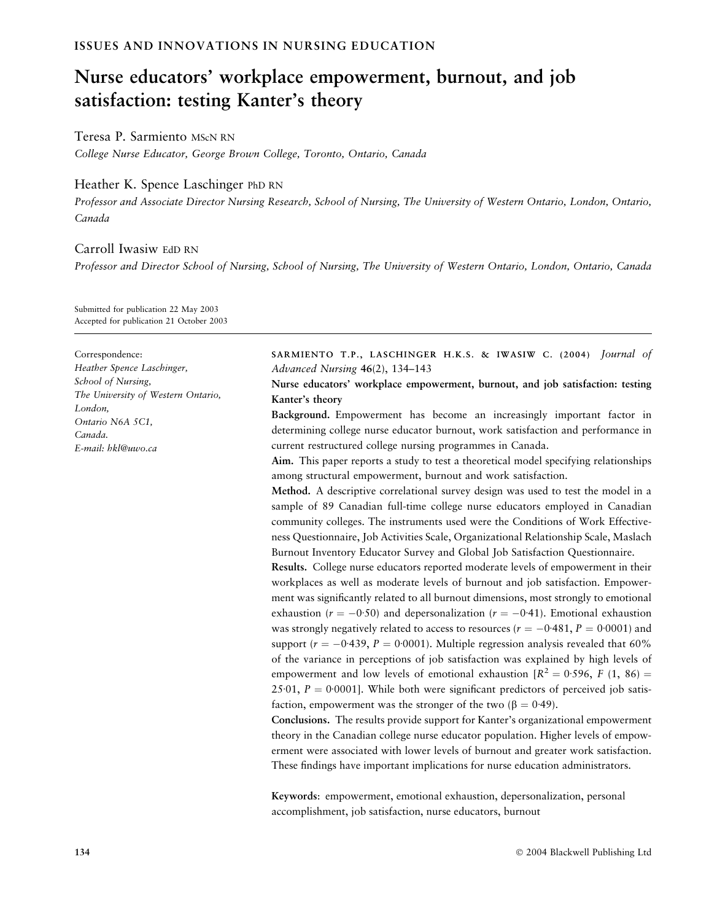ISSUES AND INNOVATIONS IN NURSING EDUCATION

# Nurse educators' workplace empowerment, burnout, and job satisfaction: testing Kanter's theory

Teresa P. Sarmiento MScN RN

*College Nurse Educator, George Brown College, Toronto, Ontario, Canada*

Heather K. Spence Laschinger PhD RN

*Professor and Associate Director Nursing Research, School of Nursing, The University of Western Ontario, London, Ontario, Canada*

Carroll Iwasiw EdD RN

*Professor and Director School of Nursing, School of Nursing, The University of Western Ontario, London, Ontario, Canada*

Submitted for publication 22 May 2003
Accepted for publication 21 October 2003

Correspondence:
*Heather Spence Laschinger,*
*School of Nursing,*
*The University of Western Ontario,*
*London,*
*Ontario N6A 5C1,*
*Canada.*
*E-mail: hkl@uwo.ca*

SARMIENTO T.P., LASCHINGER H.K.S. & IWASIW C. (2004) *Journal of Advanced Nursing* **46**(2), 134–143

**Nurse educators' workplace empowerment, burnout, and job satisfaction: testing Kanter's theory**

**Background.** Empowerment has become an increasingly important factor in determining college nurse educator burnout, work satisfaction and performance in current restructured college nursing programmes in Canada.

**Aim.** This paper reports a study to test a theoretical model specifying relationships among structural empowerment, burnout and work satisfaction.

**Method.** A descriptive correlational survey design was used to test the model in a sample of 89 Canadian full-time college nurse educators employed in Canadian community colleges. The instruments used were the Conditions of Work Effectiveness Questionnaire, Job Activities Scale, Organizational Relationship Scale, Maslach Burnout Inventory Educator Survey and Global Job Satisfaction Questionnaire.

**Results.** College nurse educators reported moderate levels of empowerment in their workplaces as well as moderate levels of burnout and job satisfaction. Empowerment was significantly related to all burnout dimensions, most strongly to emotional exhaustion ($r = -0{\cdot}50$) and depersonalization ($r = -0{\cdot}41$). Emotional exhaustion was strongly negatively related to access to resources ($r = -0{\cdot}481$, $P = 0{\cdot}0001$) and support ($r = -0{\cdot}439$, $P = 0{\cdot}0001$). Multiple regression analysis revealed that 60% of the variance in perceptions of job satisfaction was explained by high levels of empowerment and low levels of emotional exhaustion [$R^2 = 0{\cdot}596$, $F\ (1,\ 86) = 25{\cdot}01$, $P = 0{\cdot}0001$]. While both were significant predictors of perceived job satisfaction, empowerment was the stronger of the two ($\beta = 0{\cdot}49$).

**Conclusions.** The results provide support for Kanter's organizational empowerment theory in the Canadian college nurse educator population. Higher levels of empowerment were associated with lower levels of burnout and greater work satisfaction. These findings have important implications for nurse education administrators.

**Keywords**: empowerment, emotional exhaustion, depersonalization, personal accomplishment, job satisfaction, nurse educators, burnout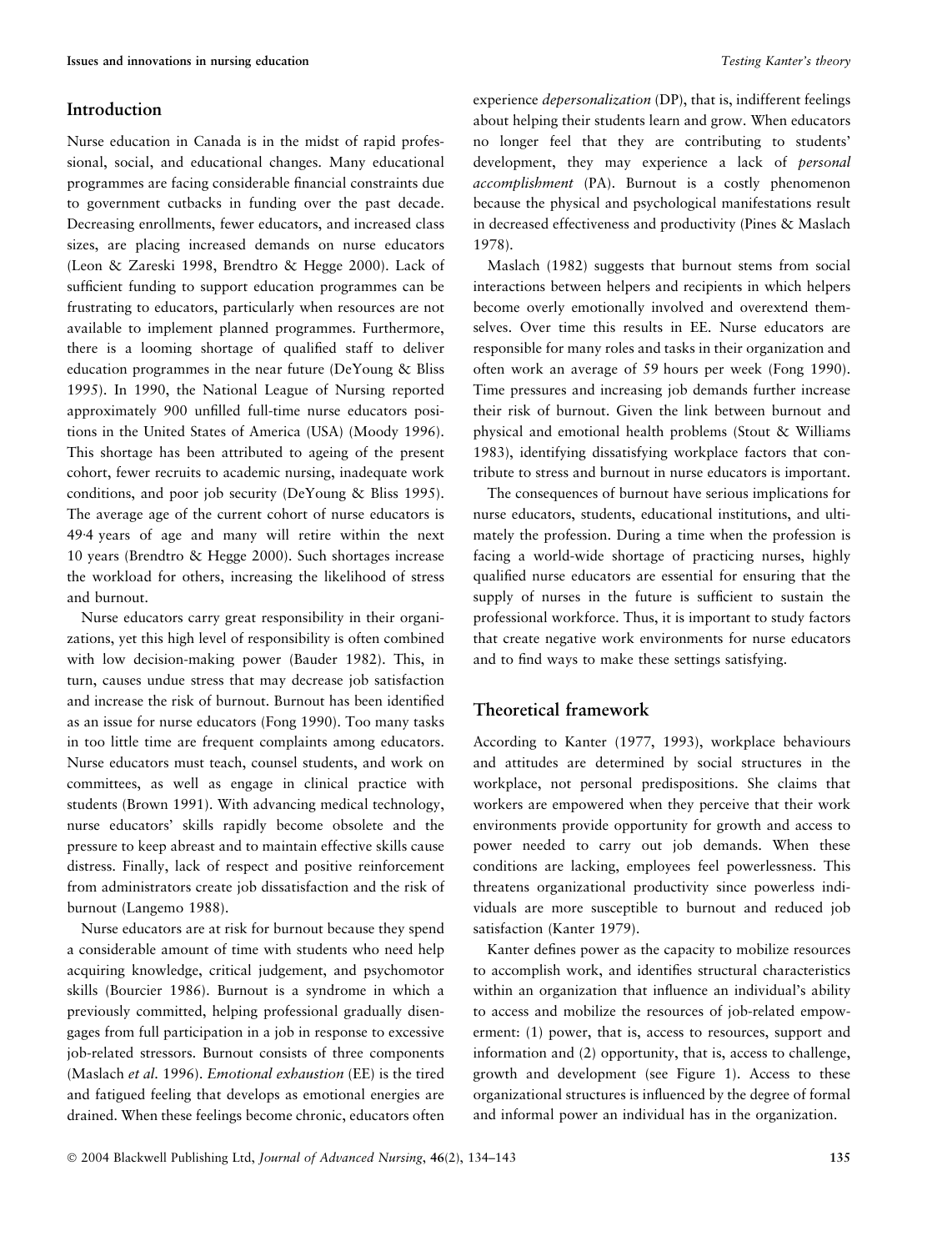## Introduction

Nurse education in Canada is in the midst of rapid professional, social, and educational changes. Many educational programmes are facing considerable financial constraints due to government cutbacks in funding over the past decade. Decreasing enrollments, fewer educators, and increased class sizes, are placing increased demands on nurse educators (Leon & Zareski 1998, Brendtro & Hegge 2000). Lack of sufficient funding to support education programmes can be frustrating to educators, particularly when resources are not available to implement planned programmes. Furthermore, there is a looming shortage of qualified staff to deliver education programmes in the near future (DeYoung & Bliss 1995). In 1990, the National League of Nursing reported approximately 900 unfilled full-time nurse educators positions in the United States of America (USA) (Moody 1996). This shortage has been attributed to ageing of the present cohort, fewer recruits to academic nursing, inadequate work conditions, and poor job security (DeYoung & Bliss 1995). The average age of the current cohort of nurse educators is 49·4 years of age and many will retire within the next 10 years (Brendtro & Hegge 2000). Such shortages increase the workload for others, increasing the likelihood of stress and burnout.

Nurse educators carry great responsibility in their organizations, yet this high level of responsibility is often combined with low decision-making power (Bauder 1982). This, in turn, causes undue stress that may decrease job satisfaction and increase the risk of burnout. Burnout has been identified as an issue for nurse educators (Fong 1990). Too many tasks in too little time are frequent complaints among educators. Nurse educators must teach, counsel students, and work on committees, as well as engage in clinical practice with students (Brown 1991). With advancing medical technology, nurse educators' skills rapidly become obsolete and the pressure to keep abreast and to maintain effective skills cause distress. Finally, lack of respect and positive reinforcement from administrators create job dissatisfaction and the risk of burnout (Langemo 1988).

Nurse educators are at risk for burnout because they spend a considerable amount of time with students who need help acquiring knowledge, critical judgement, and psychomotor skills (Bourcier 1986). Burnout is a syndrome in which a previously committed, helping professional gradually disengages from full participation in a job in response to excessive job-related stressors. Burnout consists of three components (Maslach *et al.* 1996). *Emotional exhaustion* (EE) is the tired and fatigued feeling that develops as emotional energies are drained. When these feelings become chronic, educators often experience *depersonalization* (DP), that is, indifferent feelings about helping their students learn and grow. When educators no longer feel that they are contributing to students' development, they may experience a lack of *personal accomplishment* (PA). Burnout is a costly phenomenon because the physical and psychological manifestations result in decreased effectiveness and productivity (Pines & Maslach 1978).

Maslach (1982) suggests that burnout stems from social interactions between helpers and recipients in which helpers become overly emotionally involved and overextend themselves. Over time this results in EE. Nurse educators are responsible for many roles and tasks in their organization and often work an average of 59 hours per week (Fong 1990). Time pressures and increasing job demands further increase their risk of burnout. Given the link between burnout and physical and emotional health problems (Stout & Williams 1983), identifying dissatisfying workplace factors that contribute to stress and burnout in nurse educators is important.

The consequences of burnout have serious implications for nurse educators, students, educational institutions, and ultimately the profession. During a time when the profession is facing a world-wide shortage of practicing nurses, highly qualified nurse educators are essential for ensuring that the supply of nurses in the future is sufficient to sustain the professional workforce. Thus, it is important to study factors that create negative work environments for nurse educators and to find ways to make these settings satisfying.

## Theoretical framework

According to Kanter (1977, 1993), workplace behaviours and attitudes are determined by social structures in the workplace, not personal predispositions. She claims that workers are empowered when they perceive that their work environments provide opportunity for growth and access to power needed to carry out job demands. When these conditions are lacking, employees feel powerlessness. This threatens organizational productivity since powerless individuals are more susceptible to burnout and reduced job satisfaction (Kanter 1979).

Kanter defines power as the capacity to mobilize resources to accomplish work, and identifies structural characteristics within an organization that influence an individual's ability to access and mobilize the resources of job-related empowerment: (1) power, that is, access to resources, support and information and (2) opportunity, that is, access to challenge, growth and development (see Figure 1). Access to these organizational structures is influenced by the degree of formal and informal power an individual has in the organization.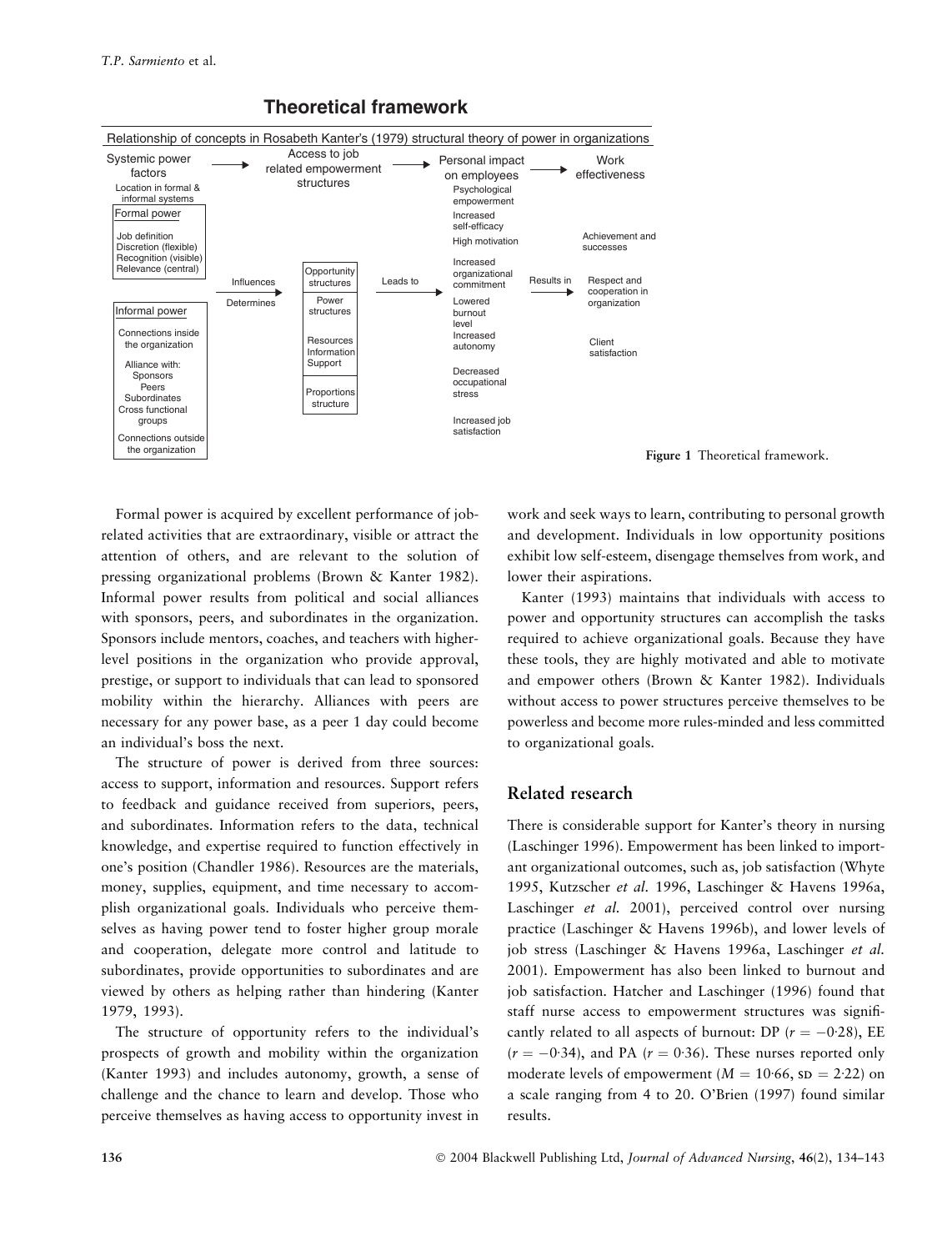**Theoretical framework**

Relationship of concepts in Rosabeth Kanter's (1979) structural theory of power in organizations

Systemic power factors → Access to job related empowerment structures → Personal impact on employees → Work effectiveness

**Systemic power factors**

Location in formal & informal systems

- Formal power
  - Job definition
  - Discretion (flexible)
  - Recognition (visible)
  - Relevance (central)
- Informal power
  - Connections inside the organization
  - Alliance with:
    - Sponsors
    - Peers
    - Subordinates
  - Cross functional groups
  - Connections outside the organization

Influences / Determines →

**Access to job related empowerment structures**

- Opportunity structures
- Power structures
  - Resources
  - Information
  - Support
- Proportions structure

Leads to →

**Personal impact on employees**

- Psychological empowerment
- Increased self-efficacy
- High motivation
- Increased organizational commitment
- Lowered burnout level
- Increased autonomy
- Decreased occupational stress
- Increased job satisfaction

Results in →

**Work effectiveness**

- Achievement and successes
- Respect and cooperation in organization
- Client satisfaction

**Figure 1** Theoretical framework.

Formal power is acquired by excellent performance of job-related activities that are extraordinary, visible or attract the attention of others, and are relevant to the solution of pressing organizational problems (Brown & Kanter 1982). Informal power results from political and social alliances with sponsors, peers, and subordinates in the organization. Sponsors include mentors, coaches, and teachers with higher-level positions in the organization who provide approval, prestige, or support to individuals that can lead to sponsored mobility within the hierarchy. Alliances with peers are necessary for any power base, as a peer 1 day could become an individual's boss the next.

The structure of power is derived from three sources: access to support, information and resources. Support refers to feedback and guidance received from superiors, peers, and subordinates. Information refers to the data, technical knowledge, and expertise required to function effectively in one's position (Chandler 1986). Resources are the materials, money, supplies, equipment, and time necessary to accomplish organizational goals. Individuals who perceive themselves as having power tend to foster higher group morale and cooperation, delegate more control and latitude to subordinates, provide opportunities to subordinates and are viewed by others as helping rather than hindering (Kanter 1979, 1993).

The structure of opportunity refers to the individual's prospects of growth and mobility within the organization (Kanter 1993) and includes autonomy, growth, a sense of challenge and the chance to learn and develop. Those who perceive themselves as having access to opportunity invest in work and seek ways to learn, contributing to personal growth and development. Individuals in low opportunity positions exhibit low self-esteem, disengage themselves from work, and lower their aspirations.

Kanter (1993) maintains that individuals with access to power and opportunity structures can accomplish the tasks required to achieve organizational goals. Because they have these tools, they are highly motivated and able to motivate and empower others (Brown & Kanter 1982). Individuals without access to power structures perceive themselves to be powerless and become more rules-minded and less committed to organizational goals.

## Related research

There is considerable support for Kanter's theory in nursing (Laschinger 1996). Empowerment has been linked to important organizational outcomes, such as, job satisfaction (Whyte 1995, Kutzscher *et al.* 1996, Laschinger & Havens 1996a, Laschinger *et al.* 2001), perceived control over nursing practice (Laschinger & Havens 1996b), and lower levels of job stress (Laschinger & Havens 1996a, Laschinger *et al.* 2001). Empowerment has also been linked to burnout and job satisfaction. Hatcher and Laschinger (1996) found that staff nurse access to empowerment structures was significantly related to all aspects of burnout: DP ($r = -0.28$), EE ($r = -0.34$), and PA ($r = 0.36$). These nurses reported only moderate levels of empowerment ($M = 10.66$, $SD = 2.22$) on a scale ranging from 4 to 20. O'Brien (1997) found similar results.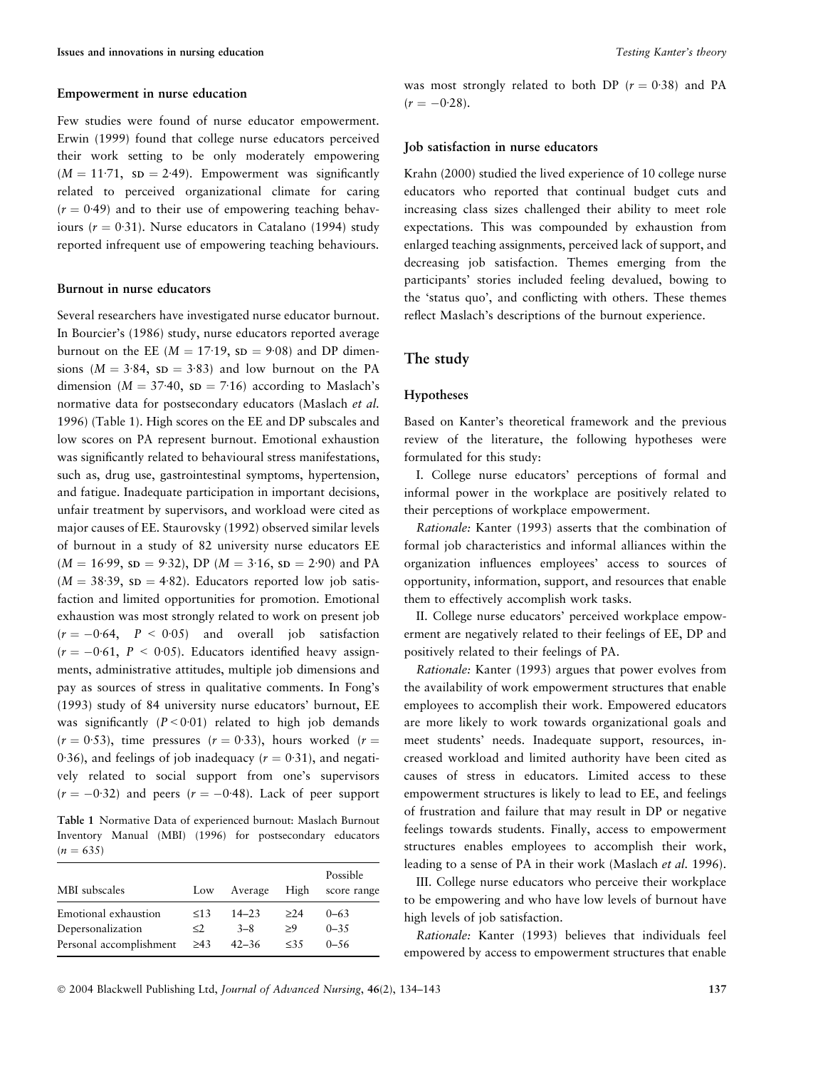### Empowerment in nurse education

Few studies were found of nurse educator empowerment. Erwin (1999) found that college nurse educators perceived their work setting to be only moderately empowering ($M = 11{\cdot}71$, SD $= 2{\cdot}49$). Empowerment was significantly related to perceived organizational climate for caring ($r = 0{\cdot}49$) and to their use of empowering teaching behaviours ($r = 0{\cdot}31$). Nurse educators in Catalano (1994) study reported infrequent use of empowering teaching behaviours.

### Burnout in nurse educators

Several researchers have investigated nurse educator burnout. In Bourcier's (1986) study, nurse educators reported average burnout on the EE ($M = 17{\cdot}19$, SD $= 9{\cdot}08$) and DP dimensions ($M = 3{\cdot}84$, SD $= 3{\cdot}83$) and low burnout on the PA dimension ($M = 37{\cdot}40$, SD $= 7{\cdot}16$) according to Maslach's normative data for postsecondary educators (Maslach *et al.* 1996) (Table 1). High scores on the EE and DP subscales and low scores on PA represent burnout. Emotional exhaustion was significantly related to behavioural stress manifestations, such as, drug use, gastrointestinal symptoms, hypertension, and fatigue. Inadequate participation in important decisions, unfair treatment by supervisors, and workload were cited as major causes of EE. Staurovsky (1992) observed similar levels of burnout in a study of 82 university nurse educators EE ($M = 16{\cdot}99$, SD $= 9{\cdot}32$), DP ($M = 3{\cdot}16$, SD $= 2{\cdot}90$) and PA ($M = 38{\cdot}39$, SD $= 4{\cdot}82$). Educators reported low job satisfaction and limited opportunities for promotion. Emotional exhaustion was most strongly related to work on present job ($r = -0{\cdot}64$, $P < 0{\cdot}05$) and overall job satisfaction ($r = -0{\cdot}61$, $P < 0{\cdot}05$). Educators identified heavy assignments, administrative attitudes, multiple job dimensions and pay as sources of stress in qualitative comments. In Fong's (1993) study of 84 university nurse educators' burnout, EE was significantly ($P < 0{\cdot}01$) related to high job demands ($r = 0{\cdot}53$), time pressures ($r = 0{\cdot}33$), hours worked ($r = 0{\cdot}36$), and feelings of job inadequacy ($r = 0{\cdot}31$), and negatively related to social support from one's supervisors ($r = -0{\cdot}32$) and peers ($r = -0{\cdot}48$). Lack of peer support was most strongly related to both DP ($r = 0{\cdot}38$) and PA ($r = -0{\cdot}28$).

**Table 1** Normative Data of experienced burnout: Maslach Burnout Inventory Manual (MBI) (1996) for postsecondary educators ($n = 635$)

| MBI subscales | Low | Average | High | Possible score range |
|---|---|---|---|---|
| Emotional exhaustion | ≤13 | 14–23 | ≥24 | 0–63 |
| Depersonalization | ≤2 | 3–8 | ≥9 | 0–35 |
| Personal accomplishment | ≥43 | 42–36 | ≤35 | 0–56 |

### Job satisfaction in nurse educators

Krahn (2000) studied the lived experience of 10 college nurse educators who reported that continual budget cuts and increasing class sizes challenged their ability to meet role expectations. This was compounded by exhaustion from enlarged teaching assignments, perceived lack of support, and decreasing job satisfaction. Themes emerging from the participants' stories included feeling devalued, bowing to the 'status quo', and conflicting with others. These themes reflect Maslach's descriptions of the burnout experience.

## The study

### Hypotheses

Based on Kanter's theoretical framework and the previous review of the literature, the following hypotheses were formulated for this study:

I. College nurse educators' perceptions of formal and informal power in the workplace are positively related to their perceptions of workplace empowerment.

*Rationale:* Kanter (1993) asserts that the combination of formal job characteristics and informal alliances within the organization influences employees' access to sources of opportunity, information, support, and resources that enable them to effectively accomplish work tasks.

II. College nurse educators' perceived workplace empowerment are negatively related to their feelings of EE, DP and positively related to their feelings of PA.

*Rationale:* Kanter (1993) argues that power evolves from the availability of work empowerment structures that enable employees to accomplish their work. Empowered educators are more likely to work towards organizational goals and meet students' needs. Inadequate support, resources, increased workload and limited authority have been cited as causes of stress in educators. Limited access to these empowerment structures is likely to lead to EE, and feelings of frustration and failure that may result in DP or negative feelings towards students. Finally, access to empowerment structures enables employees to accomplish their work, leading to a sense of PA in their work (Maslach *et al.* 1996).

III. College nurse educators who perceive their workplace to be empowering and who have low levels of burnout have high levels of job satisfaction.

*Rationale:* Kanter (1993) believes that individuals feel empowered by access to empowerment structures that enable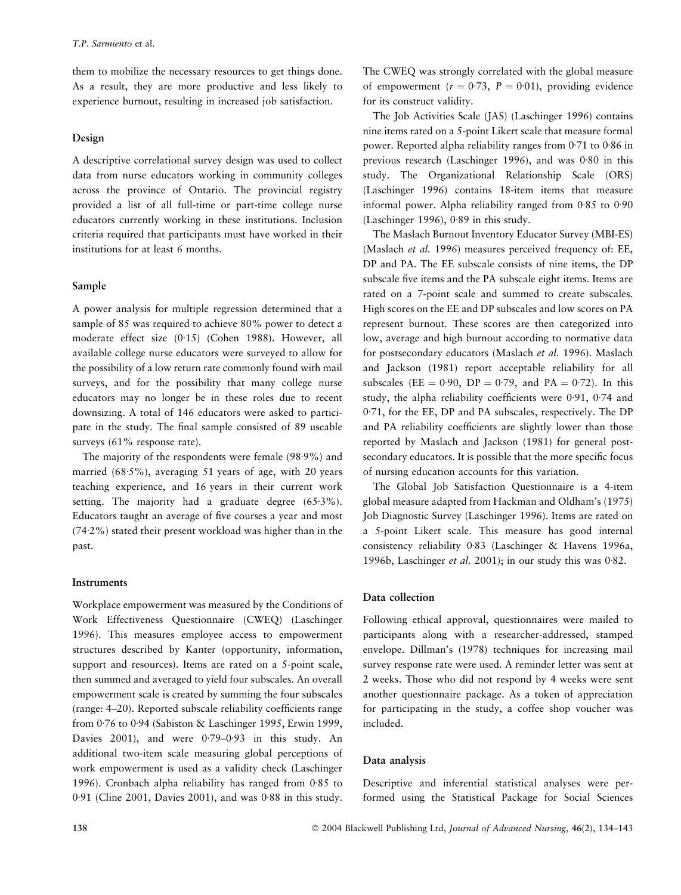them to mobilize the necessary resources to get things done. As a result, they are more productive and less likely to experience burnout, resulting in increased job satisfaction.

## Design

A descriptive correlational survey design was used to collect data from nurse educators working in community colleges across the province of Ontario. The provincial registry provided a list of all full-time or part-time college nurse educators currently working in these institutions. Inclusion criteria required that participants must have worked in their institutions for at least 6 months.

## Sample

A power analysis for multiple regression determined that a sample of 85 was required to achieve 80% power to detect a moderate effect size (0·15) (Cohen 1988). However, all available college nurse educators were surveyed to allow for the possibility of a low return rate commonly found with mail surveys, and for the possibility that many college nurse educators may no longer be in these roles due to recent downsizing. A total of 146 educators were asked to participate in the study. The final sample consisted of 89 useable surveys (61% response rate).

The majority of the respondents were female (98·9%) and married (68·5%), averaging 51 years of age, with 20 years teaching experience, and 16 years in their current work setting. The majority had a graduate degree (65·3%). Educators taught an average of five courses a year and most (74·2%) stated their present workload was higher than in the past.

## Instruments

Workplace empowerment was measured by the Conditions of Work Effectiveness Questionnaire (CWEQ) (Laschinger 1996). This measures employee access to empowerment structures described by Kanter (opportunity, information, support and resources). Items are rated on a 5-point scale, then summed and averaged to yield four subscales. An overall empowerment scale is created by summing the four subscales (range: 4–20). Reported subscale reliability coefficients range from 0·76 to 0·94 (Sabiston & Laschinger 1995, Erwin 1999, Davies 2001), and were 0·79–0·93 in this study. An additional two-item scale measuring global perceptions of work empowerment is used as a validity check (Laschinger 1996). Cronbach alpha reliability has ranged from 0·85 to 0·91 (Cline 2001, Davies 2001), and was 0·88 in this study. The CWEQ was strongly correlated with the global measure of empowerment ($r = 0{\cdot}73$, $P = 0{\cdot}01$), providing evidence for its construct validity.

The Job Activities Scale (JAS) (Laschinger 1996) contains nine items rated on a 5-point Likert scale that measure formal power. Reported alpha reliability ranges from 0·71 to 0·86 in previous research (Laschinger 1996), and was 0·80 in this study. The Organizational Relationship Scale (ORS) (Laschinger 1996) contains 18-item items that measure informal power. Alpha reliability ranged from 0·85 to 0·90 (Laschinger 1996), 0·89 in this study.

The Maslach Burnout Inventory Educator Survey (MBI-ES) (Maslach *et al.* 1996) measures perceived frequency of: EE, DP and PA. The EE subscale consists of nine items, the DP subscale five items and the PA subscale eight items. Items are rated on a 7-point scale and summed to create subscales. High scores on the EE and DP subscales and low scores on PA represent burnout. These scores are then categorized into low, average and high burnout according to normative data for postsecondary educators (Maslach *et al.* 1996). Maslach and Jackson (1981) report acceptable reliability for all subscales (EE = 0·90, DP = 0·79, and PA = 0·72). In this study, the alpha reliability coefficients were 0·91, 0·74 and 0·71, for the EE, DP and PA subscales, respectively. The DP and PA reliability coefficients are slightly lower than those reported by Maslach and Jackson (1981) for general postsecondary educators. It is possible that the more specific focus of nursing education accounts for this variation.

The Global Job Satisfaction Questionnaire is a 4-item global measure adapted from Hackman and Oldham's (1975) Job Diagnostic Survey (Laschinger 1996). Items are rated on a 5-point Likert scale. This measure has good internal consistency reliability 0·83 (Laschinger & Havens 1996a, 1996b, Laschinger *et al.* 2001); in our study this was 0·82.

## Data collection

Following ethical approval, questionnaires were mailed to participants along with a researcher-addressed, stamped envelope. Dillman's (1978) techniques for increasing mail survey response rate were used. A reminder letter was sent at 2 weeks. Those who did not respond by 4 weeks were sent another questionnaire package. As a token of appreciation for participating in the study, a coffee shop voucher was included.

## Data analysis

Descriptive and inferential statistical analyses were performed using the Statistical Package for Social Sciences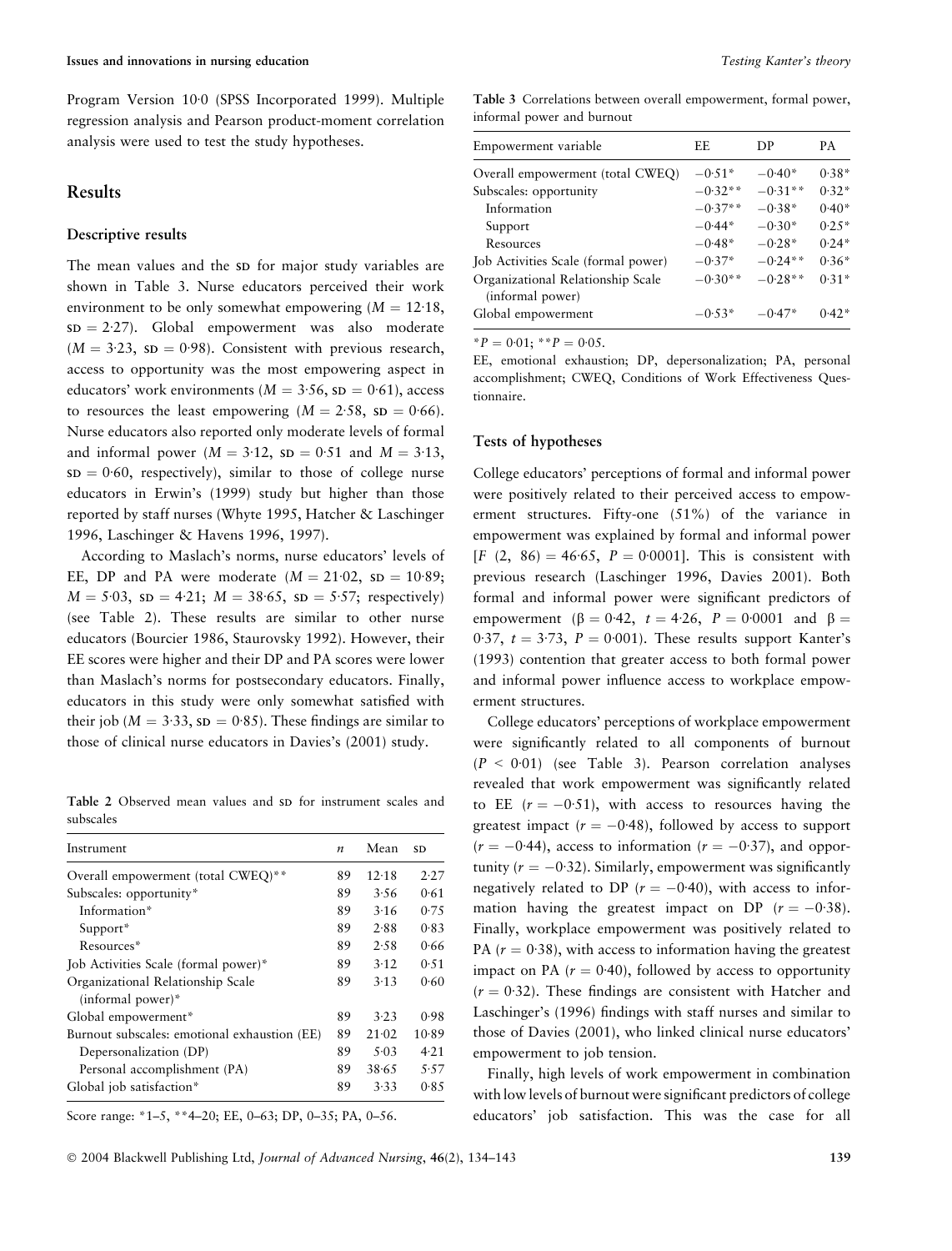Program Version 10·0 (SPSS Incorporated 1999). Multiple regression analysis and Pearson product-moment correlation analysis were used to test the study hypotheses.

## Results

### Descriptive results

The mean values and the SD for major study variables are shown in Table 3. Nurse educators perceived their work environment to be only somewhat empowering ($M = 12·18$, $SD = 2·27$). Global empowerment was also moderate ($M = 3·23$, $SD = 0·98$). Consistent with previous research, access to opportunity was the most empowering aspect in educators' work environments ($M = 3·56$, $SD = 0·61$), access to resources the least empowering ($M = 2·58$, $SD = 0·66$). Nurse educators also reported only moderate levels of formal and informal power ($M = 3·12$, $SD = 0·51$ and $M = 3·13$, $SD = 0·60$, respectively), similar to those of college nurse educators in Erwin's (1999) study but higher than those reported by staff nurses (Whyte 1995, Hatcher & Laschinger 1996, Laschinger & Havens 1996, 1997).

According to Maslach's norms, nurse educators' levels of EE, DP and PA were moderate ($M = 21·02$, $SD = 10·89$; $M = 5·03$, $SD = 4·21$; $M = 38·65$, $SD = 5·57$; respectively) (see Table 2). These results are similar to other nurse educators (Bourcier 1986, Staurovsky 1992). However, their EE scores were higher and their DP and PA scores were lower than Maslach's norms for postsecondary educators. Finally, educators in this study were only somewhat satisfied with their job ($M = 3·33$, $SD = 0·85$). These findings are similar to those of clinical nurse educators in Davies's (2001) study.

**Table 2** Observed mean values and SD for instrument scales and subscales

| Instrument | *n* | Mean | SD |
|---|---|---|---|
| Overall empowerment (total CWEQ)** | 89 | 12·18 | 2·27 |
| Subscales: opportunity* | 89 | 3·56 | 0·61 |
| Information* | 89 | 3·16 | 0·75 |
| Support* | 89 | 2·88 | 0·83 |
| Resources* | 89 | 2·58 | 0·66 |
| Job Activities Scale (formal power)* | 89 | 3·12 | 0·51 |
| Organizational Relationship Scale (informal power)* | 89 | 3·13 | 0·60 |
| Global empowerment* | 89 | 3·23 | 0·98 |
| Burnout subscales: emotional exhaustion (EE) | 89 | 21·02 | 10·89 |
| Depersonalization (DP) | 89 | 5·03 | 4·21 |
| Personal accomplishment (PA) | 89 | 38·65 | 5·57 |
| Global job satisfaction* | 89 | 3·33 | 0·85 |

Score range: *1–5, **4–20; EE, 0–63; DP, 0–35; PA, 0–56.

**Table 3** Correlations between overall empowerment, formal power, informal power and burnout

| Empowerment variable | EE | DP | PA |
|---|---|---|---|
| Overall empowerment (total CWEQ) | −0·51* | −0·40* | 0·38* |
| Subscales: opportunity | −0·32** | −0·31** | 0·32* |
| Information | −0·37** | −0·38* | 0·40* |
| Support | −0·44* | −0·30* | 0·25* |
| Resources | −0·48* | −0·28* | 0·24* |
| Job Activities Scale (formal power) | −0·37* | −0·24** | 0·36* |
| Organizational Relationship Scale (informal power) | −0·30** | −0·28** | 0·31* |
| Global empowerment | −0·53* | −0·47* | 0·42* |

$*P = 0·01$; $**P = 0·05$.

EE, emotional exhaustion; DP, depersonalization; PA, personal accomplishment; CWEQ, Conditions of Work Effectiveness Questionnaire.

### Tests of hypotheses

College educators' perceptions of formal and informal power were positively related to their perceived access to empowerment structures. Fifty-one (51%) of the variance in empowerment was explained by formal and informal power [$F\ (2,\ 86) = 46·65$, $P = 0·0001$]. This is consistent with previous research (Laschinger 1996, Davies 2001). Both formal and informal power were significant predictors of empowerment ($\beta = 0·42$, $t = 4·26$, $P = 0·0001$ and $\beta = 0·37$, $t = 3·73$, $P = 0·001$). These results support Kanter's (1993) contention that greater access to both formal power and informal power influence access to workplace empowerment structures.

College educators' perceptions of workplace empowerment were significantly related to all components of burnout ($P < 0·01$) (see Table 3). Pearson correlation analyses revealed that work empowerment was significantly related to EE ($r = -0·51$), with access to resources having the greatest impact ($r = -0·48$), followed by access to support ($r = -0·44$), access to information ($r = -0·37$), and opportunity ($r = -0·32$). Similarly, empowerment was significantly negatively related to DP ($r = -0·40$), with access to information having the greatest impact on DP ($r = -0·38$). Finally, workplace empowerment was positively related to PA ($r = 0·38$), with access to information having the greatest impact on PA ($r = 0·40$), followed by access to opportunity ($r = 0·32$). These findings are consistent with Hatcher and Laschinger's (1996) findings with staff nurses and similar to those of Davies (2001), who linked clinical nurse educators' empowerment to job tension.

Finally, high levels of work empowerment in combination with low levels of burnout were significant predictors of college educators' job satisfaction. This was the case for all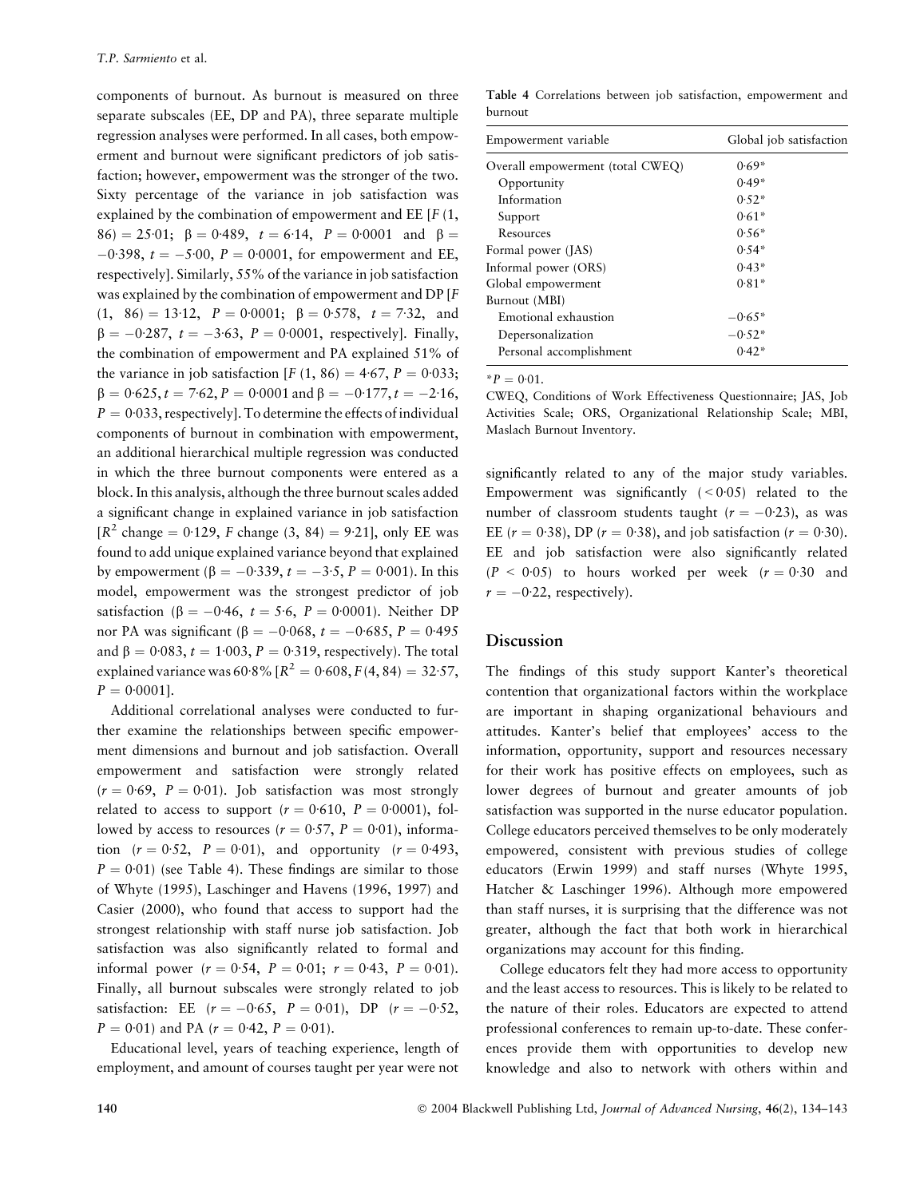components of burnout. As burnout is measured on three separate subscales (EE, DP and PA), three separate multiple regression analyses were performed. In all cases, both empowerment and burnout were significant predictors of job satisfaction; however, empowerment was the stronger of the two. Sixty percentage of the variance in job satisfaction was explained by the combination of empowerment and EE [$F$ (1, 86) = 25·01; $\beta$ = 0·489, $t$ = 6·14, $P$ = 0·0001 and $\beta$ = −0·398, $t$ = −5·00, $P$ = 0·0001, for empowerment and EE, respectively]. Similarly, 55% of the variance in job satisfaction was explained by the combination of empowerment and DP [$F$ (1, 86) = 13·12, $P$ = 0·0001; $\beta$ = 0·578, $t$ = 7·32, and $\beta$ = −0·287, $t$ = −3·63, $P$ = 0·0001, respectively]. Finally, the combination of empowerment and PA explained 51% of the variance in job satisfaction [$F$ (1, 86) = 4·67, $P$ = 0·033; $\beta$ = 0·625, $t$ = 7·62, $P$ = 0·0001 and $\beta$ = −0·177, $t$ = −2·16, $P$ = 0·033, respectively]. To determine the effects of individual components of burnout in combination with empowerment, an additional hierarchical multiple regression was conducted in which the three burnout components were entered as a block. In this analysis, although the three burnout scales added a significant change in explained variance in job satisfaction [$R^2$ change = 0·129, $F$ change (3, 84) = 9·21], only EE was found to add unique explained variance beyond that explained by empowerment ($\beta$ = −0·339, $t$ = −3·5, $P$ = 0·001). In this model, empowerment was the strongest predictor of job satisfaction ($\beta$ = −0·46, $t$ = 5·6, $P$ = 0·0001). Neither DP nor PA was significant ($\beta$ = −0·068, $t$ = −0·685, $P$ = 0·495 and $\beta$ = 0·083, $t$ = 1·003, $P$ = 0·319, respectively). The total explained variance was 60·8% [$R^2$ = 0·608, $F$(4, 84) = 32·57, $P$ = 0·0001].

Additional correlational analyses were conducted to further examine the relationships between specific empowerment dimensions and burnout and job satisfaction. Overall empowerment and satisfaction were strongly related ($r$ = 0·69, $P$ = 0·01). Job satisfaction was most strongly related to access to support ($r$ = 0·610, $P$ = 0·0001), followed by access to resources ($r$ = 0·57, $P$ = 0·01), information ($r$ = 0·52, $P$ = 0·01), and opportunity ($r$ = 0·493, $P$ = 0·01) (see Table 4). These findings are similar to those of Whyte (1995), Laschinger and Havens (1996, 1997) and Casier (2000), who found that access to support had the strongest relationship with staff nurse job satisfaction. Job satisfaction was also significantly related to formal and informal power ($r$ = 0·54, $P$ = 0·01; $r$ = 0·43, $P$ = 0·01). Finally, all burnout subscales were strongly related to job satisfaction: EE ($r$ = −0·65, $P$ = 0·01), DP ($r$ = −0·52, $P$ = 0·01) and PA ($r$ = 0·42, $P$ = 0·01).

Educational level, years of teaching experience, length of employment, and amount of courses taught per year were not significantly related to any of the major study variables. Empowerment was significantly (<0·05) related to the number of classroom students taught ($r$ = −0·23), as was EE ($r$ = 0·38), DP ($r$ = 0·38), and job satisfaction ($r$ = 0·30). EE and job satisfaction were also significantly related ($P$ < 0·05) to hours worked per week ($r$ = 0·30 and $r$ = −0·22, respectively).

**Table 4** Correlations between job satisfaction, empowerment and burnout

| Empowerment variable | Global job satisfaction |
|---|---|
| Overall empowerment (total CWEQ) | 0·69* |
| Opportunity | 0·49* |
| Information | 0·52* |
| Support | 0·61* |
| Resources | 0·56* |
| Formal power (JAS) | 0·54* |
| Informal power (ORS) | 0·43* |
| Global empowerment | 0·81* |
| Burnout (MBI) | |
| Emotional exhaustion | −0·65* |
| Depersonalization | −0·52* |
| Personal accomplishment | 0·42* |

*$P$ = 0·01.

CWEQ, Conditions of Work Effectiveness Questionnaire; JAS, Job Activities Scale; ORS, Organizational Relationship Scale; MBI, Maslach Burnout Inventory.

## Discussion

The findings of this study support Kanter's theoretical contention that organizational factors within the workplace are important in shaping organizational behaviours and attitudes. Kanter's belief that employees' access to the information, opportunity, support and resources necessary for their work has positive effects on employees, such as lower degrees of burnout and greater amounts of job satisfaction was supported in the nurse educator population. College educators perceived themselves to be only moderately empowered, consistent with previous studies of college educators (Erwin 1999) and staff nurses (Whyte 1995, Hatcher & Laschinger 1996). Although more empowered than staff nurses, it is surprising that the difference was not greater, although the fact that both work in hierarchical organizations may account for this finding.

College educators felt they had more access to opportunity and the least access to resources. This is likely to be related to the nature of their roles. Educators are expected to attend professional conferences to remain up-to-date. These conferences provide them with opportunities to develop new knowledge and also to network with others within and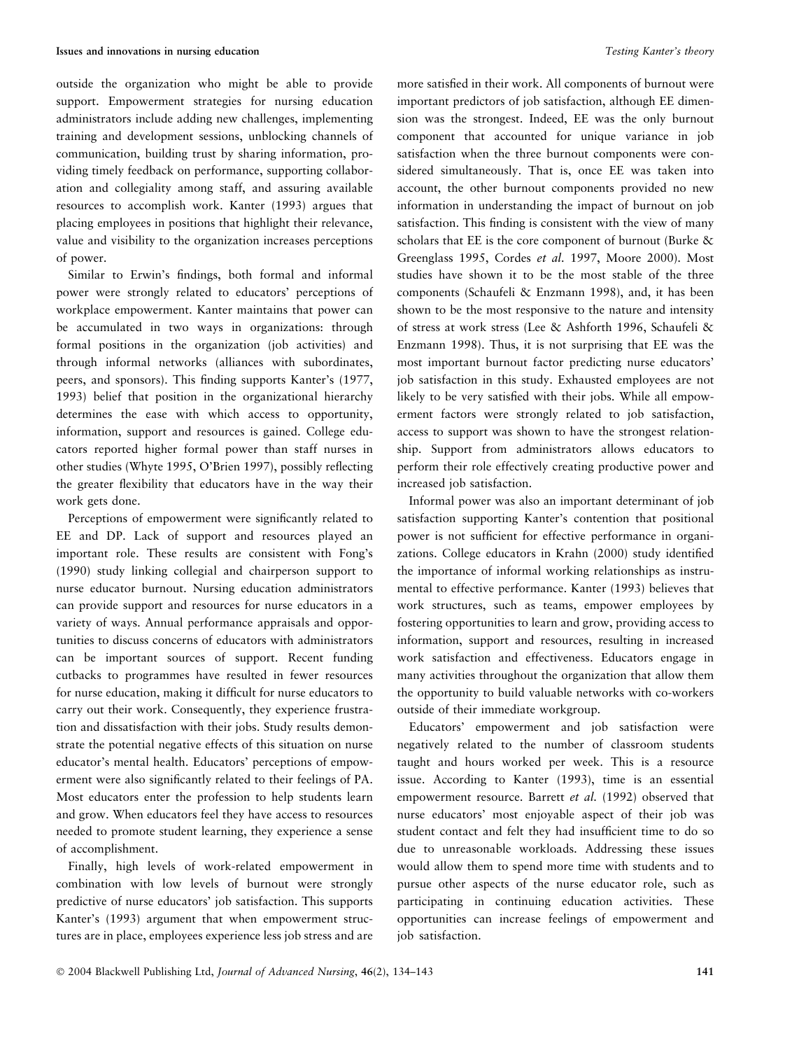outside the organization who might be able to provide support. Empowerment strategies for nursing education administrators include adding new challenges, implementing training and development sessions, unblocking channels of communication, building trust by sharing information, providing timely feedback on performance, supporting collaboration and collegiality among staff, and assuring available resources to accomplish work. Kanter (1993) argues that placing employees in positions that highlight their relevance, value and visibility to the organization increases perceptions of power.

Similar to Erwin's findings, both formal and informal power were strongly related to educators' perceptions of workplace empowerment. Kanter maintains that power can be accumulated in two ways in organizations: through formal positions in the organization (job activities) and through informal networks (alliances with subordinates, peers, and sponsors). This finding supports Kanter's (1977, 1993) belief that position in the organizational hierarchy determines the ease with which access to opportunity, information, support and resources is gained. College educators reported higher formal power than staff nurses in other studies (Whyte 1995, O'Brien 1997), possibly reflecting the greater flexibility that educators have in the way their work gets done.

Perceptions of empowerment were significantly related to EE and DP. Lack of support and resources played an important role. These results are consistent with Fong's (1990) study linking collegial and chairperson support to nurse educator burnout. Nursing education administrators can provide support and resources for nurse educators in a variety of ways. Annual performance appraisals and opportunities to discuss concerns of educators with administrators can be important sources of support. Recent funding cutbacks to programmes have resulted in fewer resources for nurse education, making it difficult for nurse educators to carry out their work. Consequently, they experience frustration and dissatisfaction with their jobs. Study results demonstrate the potential negative effects of this situation on nurse educator's mental health. Educators' perceptions of empowerment were also significantly related to their feelings of PA. Most educators enter the profession to help students learn and grow. When educators feel they have access to resources needed to promote student learning, they experience a sense of accomplishment.

Finally, high levels of work-related empowerment in combination with low levels of burnout were strongly predictive of nurse educators' job satisfaction. This supports Kanter's (1993) argument that when empowerment structures are in place, employees experience less job stress and are more satisfied in their work. All components of burnout were important predictors of job satisfaction, although EE dimension was the strongest. Indeed, EE was the only burnout component that accounted for unique variance in job satisfaction when the three burnout components were considered simultaneously. That is, once EE was taken into account, the other burnout components provided no new information in understanding the impact of burnout on job satisfaction. This finding is consistent with the view of many scholars that EE is the core component of burnout (Burke & Greenglass 1995, Cordes *et al.* 1997, Moore 2000). Most studies have shown it to be the most stable of the three components (Schaufeli & Enzmann 1998), and, it has been shown to be the most responsive to the nature and intensity of stress at work stress (Lee & Ashforth 1996, Schaufeli & Enzmann 1998). Thus, it is not surprising that EE was the most important burnout factor predicting nurse educators' job satisfaction in this study. Exhausted employees are not likely to be very satisfied with their jobs. While all empowerment factors were strongly related to job satisfaction, access to support was shown to have the strongest relationship. Support from administrators allows educators to perform their role effectively creating productive power and increased job satisfaction.

Informal power was also an important determinant of job satisfaction supporting Kanter's contention that positional power is not sufficient for effective performance in organizations. College educators in Krahn (2000) study identified the importance of informal working relationships as instrumental to effective performance. Kanter (1993) believes that work structures, such as teams, empower employees by fostering opportunities to learn and grow, providing access to information, support and resources, resulting in increased work satisfaction and effectiveness. Educators engage in many activities throughout the organization that allow them the opportunity to build valuable networks with co-workers outside of their immediate workgroup.

Educators' empowerment and job satisfaction were negatively related to the number of classroom students taught and hours worked per week. This is a resource issue. According to Kanter (1993), time is an essential empowerment resource. Barrett *et al.* (1992) observed that nurse educators' most enjoyable aspect of their job was student contact and felt they had insufficient time to do so due to unreasonable workloads. Addressing these issues would allow them to spend more time with students and to pursue other aspects of the nurse educator role, such as participating in continuing education activities. These opportunities can increase feelings of empowerment and job satisfaction.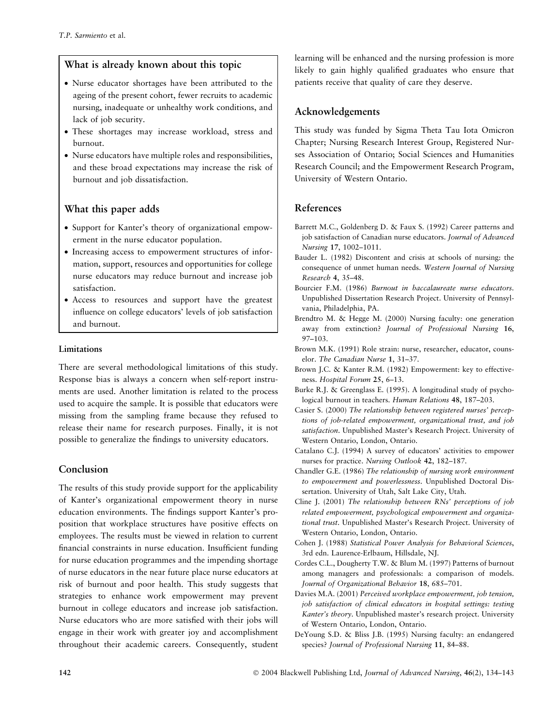## What is already known about this topic

- Nurse educator shortages have been attributed to the ageing of the present cohort, fewer recruits to academic nursing, inadequate or unhealthy work conditions, and lack of job security.
- These shortages may increase workload, stress and burnout.
- Nurse educators have multiple roles and responsibilities, and these broad expectations may increase the risk of burnout and job dissatisfaction.

## What this paper adds

- Support for Kanter's theory of organizational empowerment in the nurse educator population.
- Increasing access to empowerment structures of information, support, resources and opportunities for college nurse educators may reduce burnout and increase job satisfaction.
- Access to resources and support have the greatest influence on college educators' levels of job satisfaction and burnout.

### Limitations

There are several methodological limitations of this study. Response bias is always a concern when self-report instruments are used. Another limitation is related to the process used to acquire the sample. It is possible that educators were missing from the sampling frame because they refused to release their name for research purposes. Finally, it is not possible to generalize the findings to university educators.

## Conclusion

The results of this study provide support for the applicability of Kanter's organizational empowerment theory in nurse education environments. The findings support Kanter's proposition that workplace structures have positive effects on employees. The results must be viewed in relation to current financial constraints in nurse education. Insufficient funding for nurse education programmes and the impending shortage of nurse educators in the near future place nurse educators at risk of burnout and poor health. This study suggests that strategies to enhance work empowerment may prevent burnout in college educators and increase job satisfaction. Nurse educators who are more satisfied with their jobs will engage in their work with greater joy and accomplishment throughout their academic careers. Consequently, student learning will be enhanced and the nursing profession is more likely to gain highly qualified graduates who ensure that patients receive that quality of care they deserve.

## Acknowledgements

This study was funded by Sigma Theta Tau Iota Omicron Chapter; Nursing Research Interest Group, Registered Nurses Association of Ontario; Social Sciences and Humanities Research Council; and the Empowerment Research Program, University of Western Ontario.

## References

Barrett M.C., Goldenberg D. & Faux S. (1992) Career patterns and job satisfaction of Canadian nurse educators. *Journal of Advanced Nursing* **17**, 1002–1011.

Bauder L. (1982) Discontent and crisis at schools of nursing: the consequence of unmet human needs. *Western Journal of Nursing Research* **4**, 35–48.

Bourcier F.M. (1986) *Burnout in baccalaureate nurse educators*. Unpublished Dissertation Research Project. University of Pennsylvania, Philadelphia, PA.

Brendtro M. & Hegge M. (2000) Nursing faculty: one generation away from extinction? *Journal of Professional Nursing* **16**, 97–103.

Brown M.K. (1991) Role strain: nurse, researcher, educator, counselor. *The Canadian Nurse* **1**, 31–37.

Brown J.C. & Kanter R.M. (1982) Empowerment: key to effectiveness. *Hospital Forum* **25**, 6–13.

Burke R.J. & Greenglass E. (1995). A longitudinal study of psychological burnout in teachers. *Human Relations* **48**, 187–203.

Casier S. (2000) *The relationship between registered nurses' perceptions of job-related empowerment, organizational trust, and job satisfaction*. Unpublished Master's Research Project. University of Western Ontario, London, Ontario.

Catalano C.J. (1994) A survey of educators' activities to empower nurses for practice. *Nursing Outlook* **42**, 182–187.

Chandler G.E. (1986) *The relationship of nursing work environment to empowerment and powerlessness*. Unpublished Doctoral Dissertation. University of Utah, Salt Lake City, Utah.

Cline J. (2001) *The relationship between RNs' perceptions of job related empowerment, psychological empowerment and organizational trust*. Unpublished Master's Research Project. University of Western Ontario, London, Ontario.

Cohen J. (1988) *Statistical Power Analysis for Behavioral Sciences*, 3rd edn. Laurence-Erlbaum, Hillsdale, NJ.

Cordes C.L., Dougherty T.W. & Blum M. (1997) Patterns of burnout among managers and professionals: a comparison of models. *Journal of Organizational Behavior* **18**, 685–701.

Davies M.A. (2001) *Perceived workplace empowerment, job tension, job satisfaction of clinical educators in hospital settings: testing Kanter's theory*. Unpublished master's research project. University of Western Ontario, London, Ontario.

DeYoung S.D. & Bliss J.B. (1995) Nursing faculty: an endangered species? *Journal of Professional Nursing* **11**, 84–88.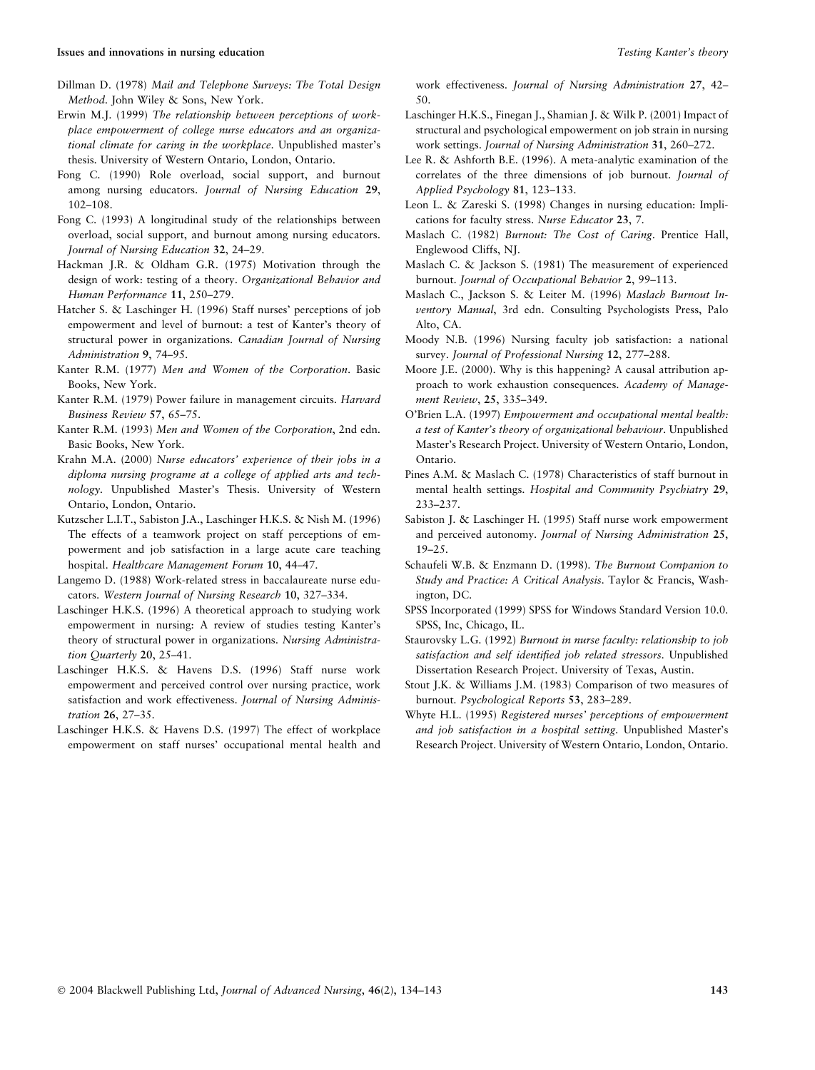Dillman D. (1978) *Mail and Telephone Surveys: The Total Design Method*. John Wiley & Sons, New York.

Erwin M.J. (1999) *The relationship between perceptions of workplace empowerment of college nurse educators and an organizational climate for caring in the workplace*. Unpublished master's thesis. University of Western Ontario, London, Ontario.

Fong C. (1990) Role overload, social support, and burnout among nursing educators. *Journal of Nursing Education* **29**, 102–108.

Fong C. (1993) A longitudinal study of the relationships between overload, social support, and burnout among nursing educators. *Journal of Nursing Education* **32**, 24–29.

Hackman J.R. & Oldham G.R. (1975) Motivation through the design of work: testing of a theory. *Organizational Behavior and Human Performance* **11**, 250–279.

Hatcher S. & Laschinger H. (1996) Staff nurses' perceptions of job empowerment and level of burnout: a test of Kanter's theory of structural power in organizations. *Canadian Journal of Nursing Administration* **9**, 74–95.

Kanter R.M. (1977) *Men and Women of the Corporation*. Basic Books, New York.

Kanter R.M. (1979) Power failure in management circuits. *Harvard Business Review* **57**, 65–75.

Kanter R.M. (1993) *Men and Women of the Corporation*, 2nd edn. Basic Books, New York.

Krahn M.A. (2000) *Nurse educators' experience of their jobs in a diploma nursing programe at a college of applied arts and technology*. Unpublished Master's Thesis. University of Western Ontario, London, Ontario.

Kutzscher L.I.T., Sabiston J.A., Laschinger H.K.S. & Nish M. (1996) The effects of a teamwork project on staff perceptions of empowerment and job satisfaction in a large acute care teaching hospital. *Healthcare Management Forum* **10**, 44–47.

Langemo D. (1988) Work-related stress in baccalaureate nurse educators. *Western Journal of Nursing Research* **10**, 327–334.

Laschinger H.K.S. (1996) A theoretical approach to studying work empowerment in nursing: A review of studies testing Kanter's theory of structural power in organizations. *Nursing Administration Quarterly* **20**, 25–41.

Laschinger H.K.S. & Havens D.S. (1996) Staff nurse work empowerment and perceived control over nursing practice, work satisfaction and work effectiveness. *Journal of Nursing Administration* **26**, 27–35.

Laschinger H.K.S. & Havens D.S. (1997) The effect of workplace empowerment on staff nurses' occupational mental health and work effectiveness. *Journal of Nursing Administration* **27**, 42–50.

Laschinger H.K.S., Finegan J., Shamian J. & Wilk P. (2001) Impact of structural and psychological empowerment on job strain in nursing work settings. *Journal of Nursing Administration* **31**, 260–272.

Lee R. & Ashforth B.E. (1996). A meta-analytic examination of the correlates of the three dimensions of job burnout. *Journal of Applied Psychology* **81**, 123–133.

Leon L. & Zareski S. (1998) Changes in nursing education: Implications for faculty stress. *Nurse Educator* **23**, 7.

Maslach C. (1982) *Burnout: The Cost of Caring*. Prentice Hall, Englewood Cliffs, NJ.

Maslach C. & Jackson S. (1981) The measurement of experienced burnout. *Journal of Occupational Behavior* **2**, 99–113.

Maslach C., Jackson S. & Leiter M. (1996) *Maslach Burnout Inventory Manual*, 3rd edn. Consulting Psychologists Press, Palo Alto, CA.

Moody N.B. (1996) Nursing faculty job satisfaction: a national survey. *Journal of Professional Nursing* **12**, 277–288.

Moore J.E. (2000). Why is this happening? A causal attribution approach to work exhaustion consequences. *Academy of Management Review*, **25**, 335–349.

O'Brien L.A. (1997) *Empowerment and occupational mental health: a test of Kanter's theory of organizational behaviour*. Unpublished Master's Research Project. University of Western Ontario, London, Ontario.

Pines A.M. & Maslach C. (1978) Characteristics of staff burnout in mental health settings. *Hospital and Community Psychiatry* **29**, 233–237.

Sabiston J. & Laschinger H. (1995) Staff nurse work empowerment and perceived autonomy. *Journal of Nursing Administration* **25**, 19–25.

Schaufeli W.B. & Enzmann D. (1998). *The Burnout Companion to Study and Practice: A Critical Analysis*. Taylor & Francis, Washington, DC.

SPSS Incorporated (1999) SPSS for Windows Standard Version 10.0. SPSS, Inc, Chicago, IL.

Staurovsky L.G. (1992) *Burnout in nurse faculty: relationship to job satisfaction and self identified job related stressors*. Unpublished Dissertation Research Project. University of Texas, Austin.

Stout J.K. & Williams J.M. (1983) Comparison of two measures of burnout. *Psychological Reports* **53**, 283–289.

Whyte H.L. (1995) *Registered nurses' perceptions of empowerment and job satisfaction in a hospital setting*. Unpublished Master's Research Project. University of Western Ontario, London, Ontario.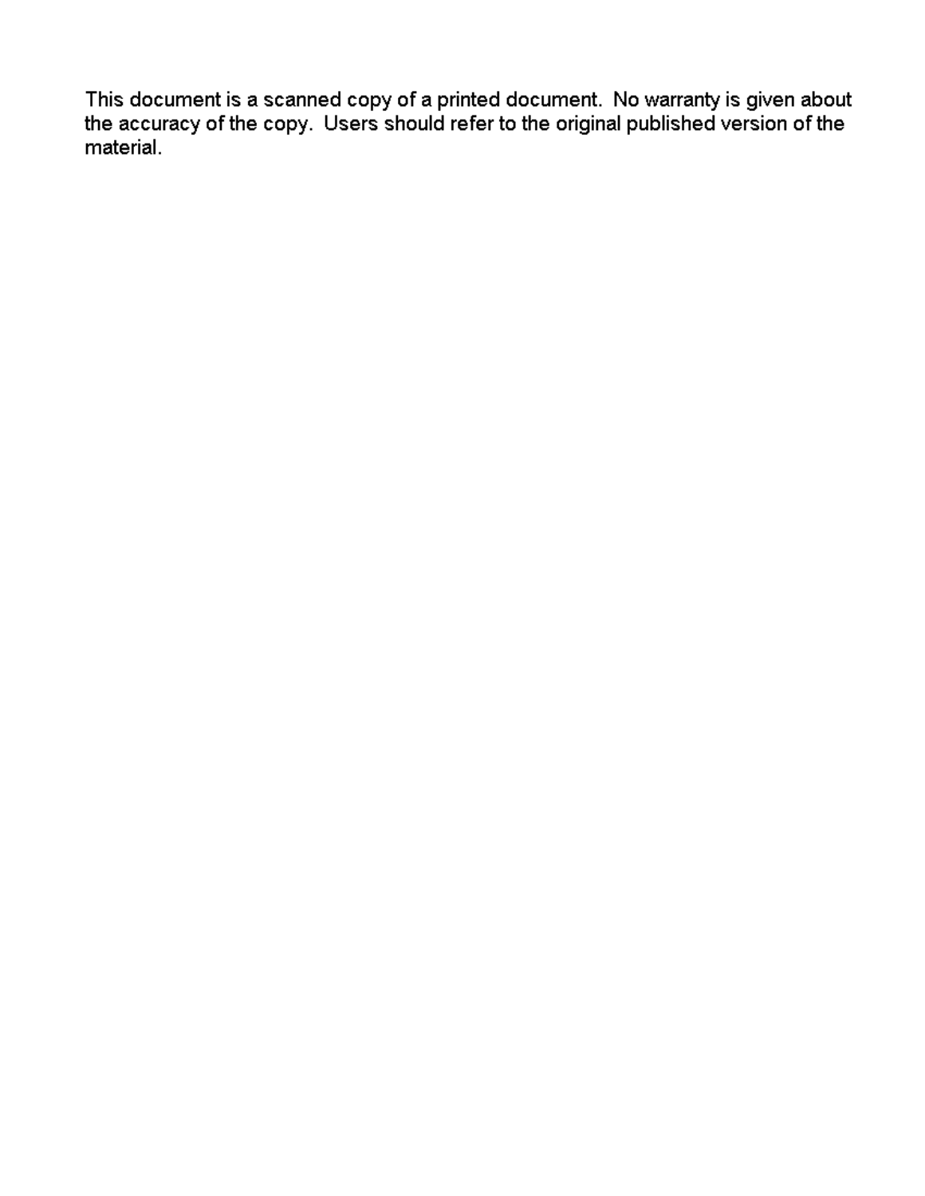This document is a scanned copy of a printed document. No warranty is given about the accuracy of the copy. Users should refer to the original published version of the material.